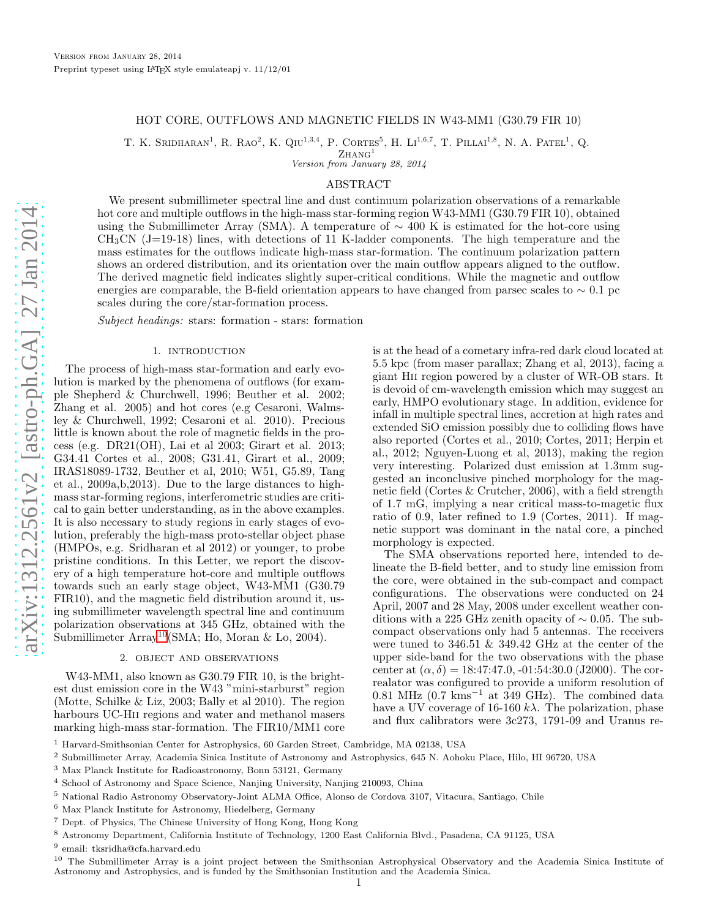Version from January 28, 2014

Preprint typeset using LaTeX style emulateapj v. 11/12/01

# HOT CORE, OUTFLOWS AND MAGNETIC FIELDS IN W43-MM1 (G30.79 FIR 10)

T. K. Sridharan[1], R. Rao[2], K. Qiu[1,3,4], P. Cortes[5], H. Li[1,6,7], T. Pillai[1,8], N. A. Patel[1], Q. Zhang[1]

*Version from January 28, 2014*

## ABSTRACT

We present submillimeter spectral line and dust continuum polarization observations of a remarkable hot core and multiple outflows in the high-mass star-forming region W43-MM1 (G30.79 FIR 10), obtained using the Submillimeter Array (SMA). A temperature of ∼ 400 K is estimated for the hot-core using $CH_3CN$ (J=19-18) lines, with detections of 11 K-ladder components. The high temperature and the mass estimates for the outflows indicate high-mass star-formation. The continuum polarization pattern shows an ordered distribution, and its orientation over the main outflow appears aligned to the outflow. The derived magnetic field indicates slightly super-critical conditions. While the magnetic and outflow energies are comparable, the B-field orientation appears to have changed from parsec scales to ∼ 0.1 pc scales during the core/star-formation process.

*Subject headings:* stars: formation - stars: formation

## 1. INTRODUCTION

The process of high-mass star-formation and early evolution is marked by the phenomena of outflows (for example Shepherd & Churchwell, 1996; Beuther et al. 2002; Zhang et al. 2005) and hot cores (e.g Cesaroni, Walmsley & Churchwell, 1992; Cesaroni et al. 2010). Precious little is known about the role of magnetic fields in the process (e.g. DR21(OH), Lai et al 2003; Girart et al. 2013; G34.41 Cortes et al., 2008; G31.41, Girart et al., 2009; IRAS18089-1732, Beuther et al, 2010; W51, G5.89, Tang et al., 2009a,b,2013). Due to the large distances to high-mass star-forming regions, interferometric studies are critical to gain better understanding, as in the above examples. It is also necessary to study regions in early stages of evolution, preferably the high-mass proto-stellar object phase (HMPOs, e.g. Sridharan et al 2012) or younger, to probe pristine conditions. In this Letter, we report the discovery of a high temperature hot-core and multiple outflows towards such an early stage object, W43-MM1 (G30.79 FIR10), and the magnetic field distribution around it, using submillimeter wavelength spectral line and continuum polarization observations at 345 GHz, obtained with the Submillimeter Array[10](SMA; Ho, Moran & Lo, 2004).

## 2. OBJECT AND OBSERVATIONS

W43-MM1, also known as G30.79 FIR 10, is the brightest dust emission core in the W43 "mini-starburst" region (Motte, Schilke & Liz, 2003; Bally et al 2010). The region harbours UC-HII regions and water and methanol masers marking high-mass star-formation. The FIR10/MM1 core is at the head of a cometary infra-red dark cloud located at 5.5 kpc (from maser parallax; Zhang et al, 2013), facing a giant HII region powered by a cluster of WR-OB stars. It is devoid of cm-wavelength emission which may suggest an early, HMPO evolutionary stage. In addition, evidence for infall in multiple spectral lines, accretion at high rates and extended SiO emission possibly due to colliding flows have also reported (Cortes et al., 2010; Cortes, 2011; Herpin et al., 2012; Nguyen-Luong et al, 2013), making the region very interesting. Polarized dust emission at 1.3mm suggested an inconclusive pinched morphology for the magnetic field (Cortes & Crutcher, 2006), with a field strength of 1.7 mG, implying a near critical mass-to-magetic flux ratio of 0.9, later refined to 1.9 (Cortes, 2011). If magnetic support was dominant in the natal core, a pinched morphology is expected.

The SMA observations reported here, intended to delineate the B-field better, and to study line emission from the core, were obtained in the sub-compact and compact configurations. The observations were conducted on 24 April, 2007 and 28 May, 2008 under excellent weather conditions with a 225 GHz zenith opacity of ∼ 0.05. The sub-compact observations only had 5 antennas. The receivers were tuned to 346.51 & 349.42 GHz at the center of the upper side-band for the two observations with the phase center at $(\alpha, \delta)$ = 18:47:47.0, -01:54:30.0 (J2000). The correalator was configured to provide a uniform resolution of 0.81 MHz (0.7 $kms^{-1}$ at 349 GHz). The combined data have a UV coverage of 16-160 $k\lambda$. The polarization, phase and flux calibrators were 3c273, 1791-09 and Uranus re-

---

[1] Harvard-Smithsonian Center for Astrophysics, 60 Garden Street, Cambridge, MA 02138, USA

[2] Submillimeter Array, Academia Sinica Institute of Astronomy and Astrophysics, 645 N. Aohoku Place, Hilo, HI 96720, USA

[3] Max Planck Institute for Radioastronomy, Bonn 53121, Germany

[4] School of Astronomy and Space Science, Nanjing University, Nanjing 210093, China

[5] National Radio Astronomy Observatory-Joint ALMA Office, Alonso de Cordova 3107, Vitacura, Santiago, Chile

[6] Max Planck Institute for Astronomy, Hiedelberg, Germany

[7] Dept. of Physics, The Chinese University of Hong Kong, Hong Kong

[8] Astronomy Department, California Institute of Technology, 1200 East California Blvd., Pasadena, CA 91125, USA

[9] email: tksridha@cfa.harvard.edu

[10] The Submillimeter Array is a joint project between the Smithsonian Astrophysical Observatory and the Academia Sinica Institute of Astronomy and Astrophysics, and is funded by the Smithsonian Institution and the Academia Sinica.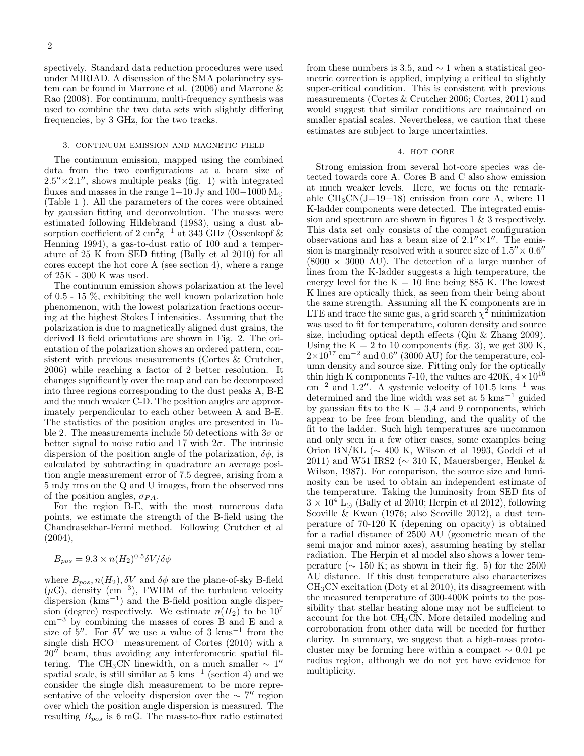spectively. Standard data reduction procedures were used under MIRIAD. A discussion of the SMA polarimetry system can be found in Marrone et al. (2006) and Marrone & Rao (2008). For continuum, multi-frequency synthesis was used to combine the two data sets with slightly differing frequencies, by 3 GHz, for the two tracks.

## 3. CONTINUUM EMISSION AND MAGNETIC FIELD

The continuum emission, mapped using the combined data from the two configurations at a beam size of $2.5'' \times 2.1''$, shows multiple peaks (fig. 1) with integrated fluxes and masses in the range 1−10 Jy and 100−1000 $M_{\odot}$ (Table 1 ). All the parameters of the cores were obtained by gaussian fitting and deconvolution. The masses were estimated following Hildebrand (1983), using a dust absorption coefficient of 2 $cm^2g^{-1}$ at 343 GHz (Ossenkopf & Henning 1994), a gas-to-dust ratio of 100 and a temperature of 25 K from SED fitting (Bally et al 2010) for all cores except the hot core A (see section 4), where a range of 25K - 300 K was used.

The continuum emission shows polarization at the level of 0.5 - 15 %, exhibiting the well known polarization hole phenomenon, with the lowest polarization fractions occuring at the highest Stokes I intensities. Assuming that the polarization is due to magnetically aligned dust grains, the derived B field orientations are shown in Fig. 2. The orientation of the polarization shows an ordered pattern, consistent with previous measurements (Cortes & Crutcher, 2006) while reaching a factor of 2 better resolution. It changes significantly over the map and can be decomposed into three regions corresponding to the dust peaks A, B-E and the much weaker C-D. The position angles are approximately perpendicular to each other between A and B-E. The statistics of the position angles are presented in Table 2. The measurements include 50 detections with $3\sigma$ or better signal to noise ratio and 17 with $2\sigma$. The intrinsic dispersion of the position angle of the polarization, $\delta\phi$, is calculated by subtracting in quadrature an average position angle measurement error of 7.5 degree, arising from a 5 mJy rms on the Q and U images, from the observed rms of the position angles, $\sigma_{PA}$.

For the region B-E, with the most numerous data points, we estimate the strength of the B-field using the Chandrasekhar-Fermi method. Following Crutcher et al (2004),

$$B_{pos} = 9.3 \times n(H_2)^{0.5} \delta V / \delta\phi$$

where $B_{pos}, n(H_2), \delta V$ and $\delta\phi$ are the plane-of-sky B-field ($\mu$G), density ($cm^{-3}$), FWHM of the turbulent velocity dispersion ($kms^{-1}$) and the B-field position angle dispersion (degree) respectively. We estimate $n(H_2)$ to be $10^7$ $cm^{-3}$ by combining the masses of cores B and E and a size of $5''$. For $\delta V$ we use a value of 3 $kms^{-1}$ from the single dish $HCO^+$ measurement of Cortes (2010) with a $20''$ beam, thus avoiding any interferometric spatial filtering. The $CH_3CN$ linewidth, on a much smaller $\sim 1''$ spatial scale, is still similar at 5 $kms^{-1}$ (section 4) and we consider the single dish measurement to be more representative of the velocity dispersion over the $\sim 7''$ region over which the position angle dispersion is measured. The resulting $B_{pos}$ is 6 mG. The mass-to-flux ratio estimated from these numbers is 3.5, and $\sim 1$ when a statistical geometric correction is applied, implying a critical to slightly super-critical condition. This is consistent with previous measurements (Cortes & Crutcher 2006; Cortes, 2011) and would suggest that similar conditions are maintained on smaller spatial scales. Nevertheless, we caution that these estimates are subject to large uncertainties.

## 4. HOT CORE

Strong emission from several hot-core species was detected towards core A. Cores B and C also show emission at much weaker levels. Here, we focus on the remarkable $CH_3CN$(J=19−18) emission from core A, where 11 K-ladder components were detected. The integrated emission and spectrum are shown in figures 1 & 3 respectively. This data set only consists of the compact configuration observations and has a beam size of $2.1'' \times 1''$. The emission is marginally resolved with a source size of $1.5'' \times 0.6''$ (8000 × 3000 AU). The detection of a large number of lines from the K-ladder suggests a high temperature, the energy level for the K = 10 line being 885 K. The lowest K lines are optically thick, as seen from their being about the same strength. Assuming all the K components are in LTE and trace the same gas, a grid search $\chi^2$ minimization was used to fit for temperature, column density and source size, including optical depth effects (Qiu & Zhang 2009). Using the K = 2 to 10 components (fig. 3), we get 300 K, $2 \times 10^{17}$ $cm^{-2}$ and $0.6''$ (3000 AU) for the temperature, column density and source size. Fitting only for the optically thin high K components 7-10, the values are 420K, $4 \times 10^{16}$ $cm^{-2}$ and $1.2''$. A systemic velocity of 101.5 $kms^{-1}$ was determined and the line width was set at 5 $kms^{-1}$ guided by gaussian fits to the K = 3,4 and 9 components, which appear to be free from blending, and the quality of the fit to the ladder. Such high temperatures are uncommon and only seen in a few other cases, some examples being Orion BN/KL ($\sim$ 400 K, Wilson et al 1993, Goddi et al 2011) and W51 IRS2 ($\sim$ 310 K, Mauersberger, Henkel & Wilson, 1987). For comparison, the source size and luminosity can be used to obtain an independent estimate of the temperature. Taking the luminosity from SED fits of $3 \times 10^4$ $L_{\odot}$ (Bally et al 2010; Herpin et al 2012), following Scoville & Kwan (1976; also Scoville 2012), a dust temperature of 70-120 K (depening on opacity) is obtained for a radial distance of 2500 AU (geometric mean of the semi major and minor axes), assuming heating by stellar radiation. The Herpin et al model also shows a lower temperature ($\sim$ 150 K; as shown in their fig. 5) for the 2500 AU distance. If this dust temperature also characterizes $CH_3CN$ excitation (Doty et al 2010), its disagreement with the measured temperature of 300-400K points to the possibility that stellar heating alone may not be sufficient to account for the hot $CH_3CN$. More detailed modeling and corroboration from other data will be needed for further clarity. In summary, we suggest that a high-mass protocluster may be forming here within a compact $\sim$ 0.01 pc radius region, although we do not yet have evidence for multiplicity.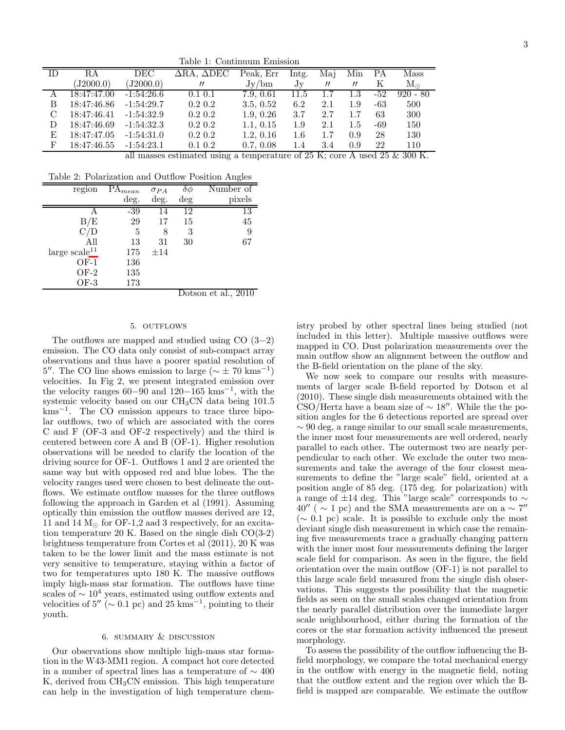Table 1: Continuum Emission

| ID | RA | DEC | ΔRA, ΔDEC | Peak, Err | Intg. | Maj | Min | PA | Mass |
|---|---|---|---|---|---|---|---|---|---|
| | (J2000.0) | (J2000.0) | ″ | Jy/bm | Jy | ″ | ″ | K | $M_\odot$ |
| A | 18:47:47.00 | -1:54:26.6 | 0.1 0.1 | 7.9, 0.61 | 11.5 | 1.7 | 1.3 | -52 | 920 - 80 |
| B | 18:47:46.86 | -1:54:29.7 | 0.2 0.2 | 3.5, 0.52 | 6.2 | 2.1 | 1.9 | -63 | 500 |
| C | 18:47:46.41 | -1:54:32.9 | 0.2 0.2 | 1.9, 0.26 | 3.7 | 2.7 | 1.7 | 63 | 300 |
| D | 18:47:46.69 | -1:54:32.3 | 0.2 0.2 | 1.1, 0.15 | 1.9 | 2.1 | 1.5 | -69 | 150 |
| E | 18:47:47.05 | -1:54:31.0 | 0.2 0.2 | 1.2, 0.16 | 1.6 | 1.7 | 0.9 | 28 | 130 |
| F | 18:47:46.55 | -1:54:23.1 | 0.1 0.2 | 0.7, 0.08 | 1.4 | 3.4 | 0.9 | 22 | 110 |

all masses estimated using a temperature of 25 K; core A used 25 & 300 K.

Table 2: Polarization and Outflow Position Angles

| region | $PA_{mean}$ | $\sigma_{PA}$ | $\delta\phi$ | Number of |
|---|---|---|---|---|
| | deg. | deg. | deg | pixels |
| A | -39 | 14 | 12 | 13 |
| B/E | 29 | 17 | 15 | 45 |
| C/D | 5 | 8 | 3 | 9 |
| All | 13 | 31 | 30 | 67 |
| large scale[11] | 175 | ±14 | | |
| OF-1 | 136 | | | |
| OF-2 | 135 | | | |
| OF-3 | 173 | | | |

Dotson et al., 2010

## 5. OUTFLOWS

The outflows are mapped and studied using CO (3−2) emission. The CO data only consist of sub-compact array observations and thus have a poorer spatial resolution of 5″. The CO line shows emission to large (∼ ± 70 km$s^{-1}$) velocities. In Fig 2, we present integrated emission over the velocity ranges 60−90 and 120−165 km$s^{-1}$, with the systemic velocity based on our $CH_3CN$ data being 101.5 km$s^{-1}$. The CO emission appears to trace three bipolar outflows, two of which are associated with the cores C and F (OF-3 and OF-2 respectively) and the third is centered between core A and B (OF-1). Higher resolution observations will be needed to clarify the location of the driving source for OF-1. Outflows 1 and 2 are oriented the same way but with opposed red and blue lobes. The the velocity ranges used were chosen to best delineate the outflows. We estimate outflow masses for the three outflows following the approach in Garden et al (1991). Assuming optically thin emission the outflow masses derived are 12, 11 and 14 $M_\odot$ for OF-1,2 aad 3 respectively, for an excitation temperature 20 K. Based on the single dish CO(3-2) brightness temperature from Cortes et al (2011), 20 K was taken to be the lower limit and the mass estimate is not very sensitive to temperature, staying within a factor of two for temperatures upto 180 K. The massive outflows imply high-mass star formation. The outflows have time scales of $\sim 10^4$ years, estimated using outflow extents and velocities of 5″ (∼ 0.1 pc) and 25 km$s^{-1}$, pointing to their youth.

## 6. SUMMARY & DISCUSSION

Our observations show multiple high-mass star formation in the W43-MM1 region. A compact hot core detected in a number of spectral lines has a temperature of ∼ 400 K, derived from $CH_3CN$ emission. This high temperature can help in the investigation of high temperature chemistry probed by other spectral lines being studied (not included in this letter). Multiple massive outflows were mapped in CO. Dust polarization measurements over the main outflow show an alignment between the outflow and the B-field orientation on the plane of the sky.

We now seek to compare our results with measurements of larger scale B-field reported by Dotson et al (2010). These single dish measurements obtained with the CSO/Hertz have a beam size of ∼ 18″. While the the position angles for the 6 detections reported are spread over ∼ 90 deg, a range similar to our small scale measurements, the inner most four measurements are well ordered, nearly parallel to each other. The outermost two are nearly perpendicular to each other. We exclude the outer two measurements and take the average of the four closest measurements to define the "large scale" field, oriented at a position angle of 85 deg. (175 deg. for polarization) with a range of ±14 deg. This "large scale" corresponds to ∼ 40″ ( ∼ 1 pc) and the SMA measurements are on a ∼ 7″ (∼ 0.1 pc) scale. It is possible to exclude only the most deviant single dish measurement in which case the remaining five measurements trace a gradually changing pattern with the inner most four measurements defining the larger scale field for comparison. As seen in the figure, the field orientation over the main outflow (OF-1) is not parallel to this large scale field measured from the single dish observations. This suggests the possibility that the magnetic fields as seen on the small scales changed orientation from the nearly parallel distribution over the immediate larger scale neighbourhood, either during the formation of the cores or the star formation activity influenced the present morphology.

To assess the possibility of the outflow influencing the B-field morphology, we compare the total mechanical energy in the outflow with energy in the magnetic field, noting that the outflow extent and the region over which the B-field is mapped are comparable. We estimate the outflow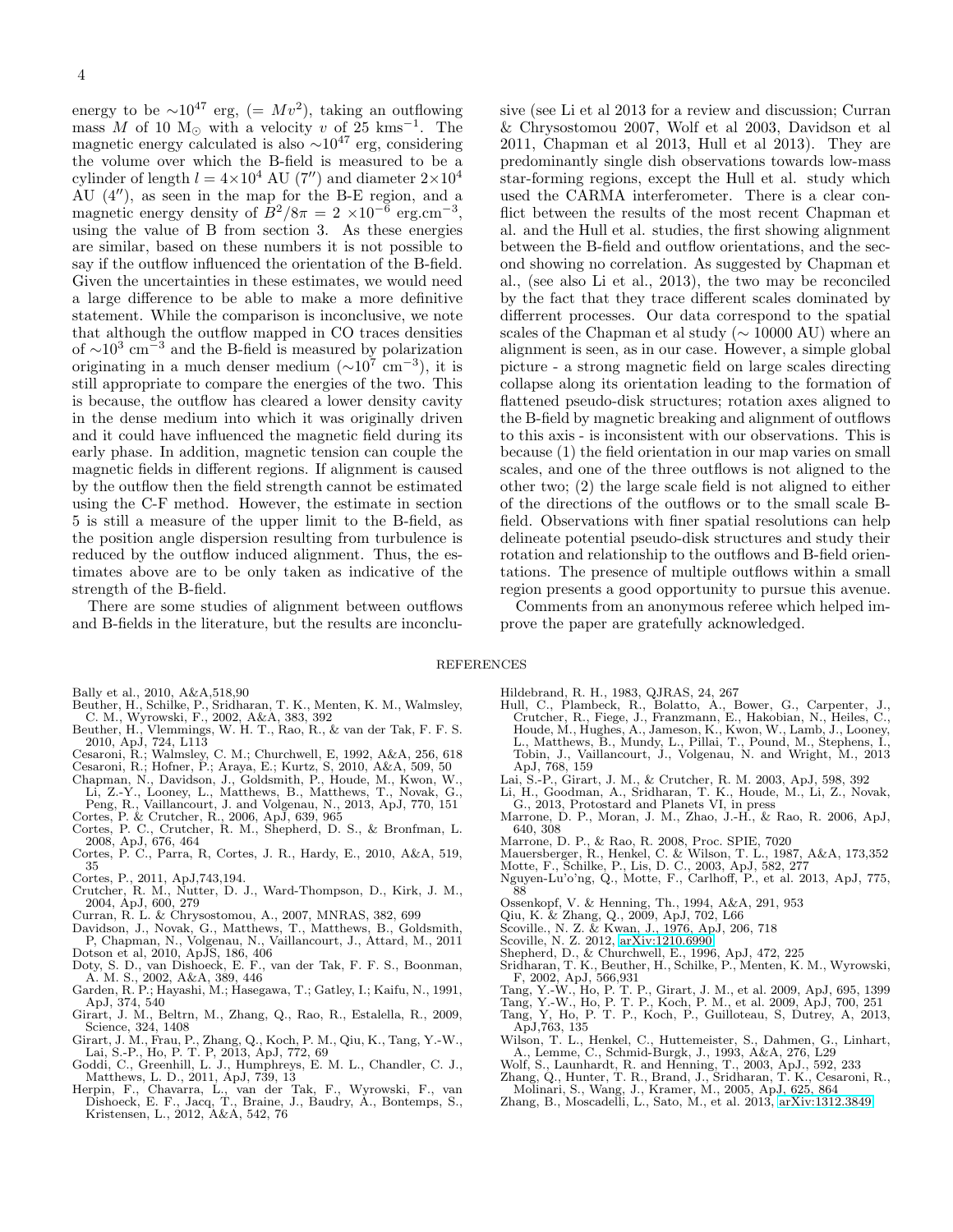energy to be $\sim 10^{47}$ erg, ($= Mv^2$), taking an outflowing mass $M$ of 10 $M_\odot$ with a velocity $v$ of 25 kms$^{-1}$. The magnetic energy calculated is also $\sim 10^{47}$ erg, considering the volume over which the B-field is measured to be a cylinder of length $l = 4\times10^4$ AU ($7''$) and diameter $2\times10^4$ AU ($4''$), as seen in the map for the B-E region, and a magnetic energy density of $B^2/8\pi = 2 \times 10^{-6}$ erg.cm$^{-3}$, using the value of B from section 3. As these energies are similar, based on these numbers it is not possible to say if the outflow influenced the orientation of the B-field. Given the uncertainties in these estimates, we would need a large difference to be able to make a more definitive statement. While the comparison is inconclusive, we note that although the outflow mapped in CO traces densities of $\sim 10^3$ cm$^{-3}$ and the B-field is measured by polarization originating in a much denser medium ($\sim 10^7$ cm$^{-3}$), it is still appropriate to compare the energies of the two. This is because, the outflow has cleared a lower density cavity in the dense medium into which it was originally driven and it could have influenced the magnetic field during its early phase. In addition, magnetic tension can couple the magnetic fields in different regions. If alignment is caused by the outflow then the field strength cannot be estimated using the C-F method. However, the estimate in section 5 is still a measure of the upper limit to the B-field, as the position angle dispersion resulting from turbulence is reduced by the outflow induced alignment. Thus, the estimates above are to be only taken as indicative of the strength of the B-field.

There are some studies of alignment between outflows and B-fields in the literature, but the results are inconclusive (see Li et al 2013 for a review and discussion; Curran & Chrysostomou 2007, Wolf et al 2003, Davidson et al 2011, Chapman et al 2013, Hull et al 2013). They are predominantly single dish observations towards low-mass star-forming regions, except the Hull et al. study which used the CARMA interferometer. There is a clear conflict between the results of the most recent Chapman et al. and the Hull et al. studies, the first showing alignment between the B-field and outflow orientations, and the second showing no correlation. As suggested by Chapman et al., (see also Li et al., 2013), the two may be reconciled by the fact that they trace different scales dominated by differrent processes. Our data correspond to the spatial scales of the Chapman et al study ($\sim$ 10000 AU) where an alignment is seen, as in our case. However, a simple global picture - a strong magnetic field on large scales directing collapse along its orientation leading to the formation of flattened pseudo-disk structures; rotation axes aligned to the B-field by magnetic breaking and alignment of outflows to this axis - is inconsistent with our observations. This is because (1) the field orientation in our map varies on small scales, and one of the three outflows is not aligned to either the other two; (2) the large scale field is not aligned to either of the directions of the outflows or to the small scale B-field. Observations with finer spatial resolutions can help delineate potential pseudo-disk structures and study their rotation and relationship to the outflows and B-field orientations. The presence of multiple outflows within a small region presents a good opportunity to pursue this avenue.

Comments from an anonymous referee which helped improve the paper are gratefully acknowledged.

## REFERENCES

Bally et al., 2010, A&A,518,90
Beuther, H., Schilke, P., Sridharan, T. K., Menten, K. M., Walmsley, C. M., Wyrowski, F., 2002, A&A, 383, 392
Beuther, H., Vlemmings, W. H. T., Rao, R., & van der Tak, F. F. S. 2010, ApJ, 724, L113
Cesaroni, R.; Walmsley, C. M.; Churchwell, E, 1992, A&A, 256, 618
Cesaroni, R.; Hofner, P.; Araya, E.; Kurtz, S, 2010, A&A, 509, 50
Chapman, N., Davidson, J., Goldsmith, P., Houde, M., Kwon, W., Li, Z.-Y., Looney, L., Matthews, B., Matthews, T., Novak, G., Peng, R., Vaillancourt, J. and Volgenau, N., 2013, ApJ, 770, 151
Cortes, P. & Crutcher, R., 2006, ApJ, 639, 965
Cortes, P. C., Crutcher, R. M., Shepherd, D. S., & Bronfman, L. 2008, ApJ, 676, 464
Cortes, P. C., Parra, R, Cortes, J. R., Hardy, E., 2010, A&A, 519, 35
Cortes, P., 2011, ApJ,743,194.
Crutcher, R. M., Nutter, D. J., Ward-Thompson, D., Kirk, J. M., 2004, ApJ, 600, 279
Curran, R. L. & Chrysostomou, A., 2007, MNRAS, 382, 699
Davidson, J., Novak, G., Matthews, T., Matthews, B., Goldsmith, P, Chapman, N., Volgenau, N., Vaillancourt, J., Attard, M., 2011
Dotson et al, 2010, ApJS, 186, 406
Doty, S. D., van Dishoeck, E. F., van der Tak, F. F. S., Boonman, A. M. S., 2002, A&A, 389, 446
Garden, R. P.; Hayashi, M.; Hasegawa, T.; Gatley, I.; Kaifu, N., 1991, ApJ, 374, 540
Girart, J. M., Beltrn, M., Zhang, Q., Rao, R., Estalella, R., 2009, Science, 324, 1408
Girart, J. M., Frau, P., Zhang, Q., Koch, P. M., Qiu, K., Tang, Y.-W., Lai, S.-P., Ho, P. T. P, 2013, ApJ, 772, 69
Goddi, C., Greenhill, L. J., Humphreys, E. M. L., Chandler, C. J., Matthews, L. D., 2011, ApJ, 739, 13
Herpin, F., Chavarra, L., van der Tak, F., Wyrowski, F., van Dishoeck, E. F., Jacq, T., Braine, J., Baudry, A., Bontemps, S., Kristensen, L., 2012, A&A, 542, 76
Hildebrand, R. H., 1983, QJRAS, 24, 267
Hull, C., Plambeck, R., Bolatto, A., Bower, G., Carpenter, J., Crutcher, R., Fiege, J., Franzmann, E., Hakobian, N., Heiles, C., Houde, M., Hughes, A., Jameson, K., Kwon, W., Lamb, J., Looney, L., Matthews, B., Mundy, L., Pillai, T., Pound, M., Stephens, I., Tobin, J., Vaillancourt, J., Volgenau, N. and Wright, M., 2013 ApJ, 768, 159
Lai, S.-P., Girart, J. M., & Crutcher, R. M. 2003, ApJ, 598, 392
Li, H., Goodman, A., Sridharan, T. K., Houde, M., Li, Z., Novak, G., 2013, Protostard and Planets VI, in press
Marrone, D. P., Moran, J. M., Zhao, J.-H., & Rao, R. 2006, ApJ, 640, 308
Marrone, D. P., & Rao, R. 2008, Proc. SPIE, 7020
Mauersberger, R., Henkel, C. & Wilson, T. L., 1987, A&A, 173,352
Motte, F., Schilke, P., Lis, D. C., 2003, ApJ, 582, 277
Nguyen-Lu'o'ng, Q., Motte, F., Carlhoff, P., et al. 2013, ApJ, 775, 88
Ossenkopf, V. & Henning, Th., 1994, A&A, 291, 953
Qiu, K. & Zhang, Q., 2009, ApJ, 702, L66
Scoville., N. Z. & Kwan, J., 1976, ApJ, 206, 718
Scoville, N. Z. 2012, arXiv:1210.6990
Shepherd, D., & Churchwell, E., 1996, ApJ, 472, 225
Sridharan, T. K., Beuther, H., Schilke, P., Menten, K. M., Wyrowski, F, 2002, ApJ, 566,931
Tang, Y.-W., Ho, P. T. P., Girart, J. M., et al. 2009, ApJ, 695, 1399
Tang, Y.-W., Ho, P. T. P., Koch, P. M., et al. 2009, ApJ, 700, 251
Tang, Y, Ho, P. T. P., Koch, P., Guilloteau, S, Dutrey, A, 2013, ApJ,763, 135
Wilson, T. L., Henkel, C., Huttemeister, S., Dahmen, G., Linhart, A., Lemme, C., Schmid-Burgk, J., 1993, A&A, 276, L29
Wolf, S., Launhardt, R. and Henning, T., 2003, ApJ., 592, 233
Zhang, Q., Hunter, T. R., Brand, J., Sridharan, T. K., Cesaroni, R., Molinari, S., Wang, J., Kramer, M., 2005, ApJ, 625, 864
Zhang, B., Moscadelli, L., Sato, M., et al. 2013, arXiv:1312.3849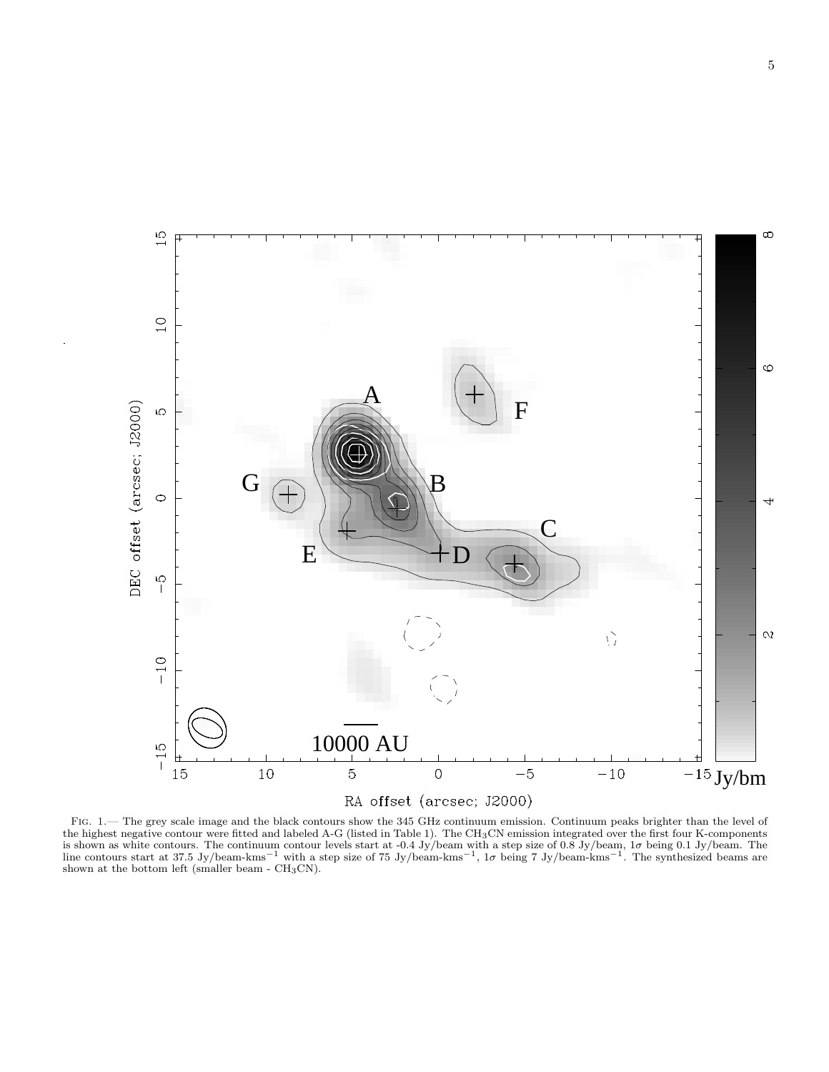FIG. 1.— The grey scale image and the black contours show the 345 GHz continuum emission. Continuum peaks brighter than the level of the highest negative contour were fitted and labeled A-G (listed in Table 1). The $CH_3CN$ emission integrated over the first four K-components is shown as white contours. The continuum contour levels start at -0.4 Jy/beam with a step size of 0.8 Jy/beam, 1$\sigma$ being 0.1 Jy/beam. The line contours start at 37.5 Jy/beam-kms$^{-1}$ with a step size of 75 Jy/beam-kms$^{-1}$, 1$\sigma$ being 7 Jy/beam-kms$^{-1}$. The synthesized beams are shown at the bottom left (smaller beam - $CH_3CN$).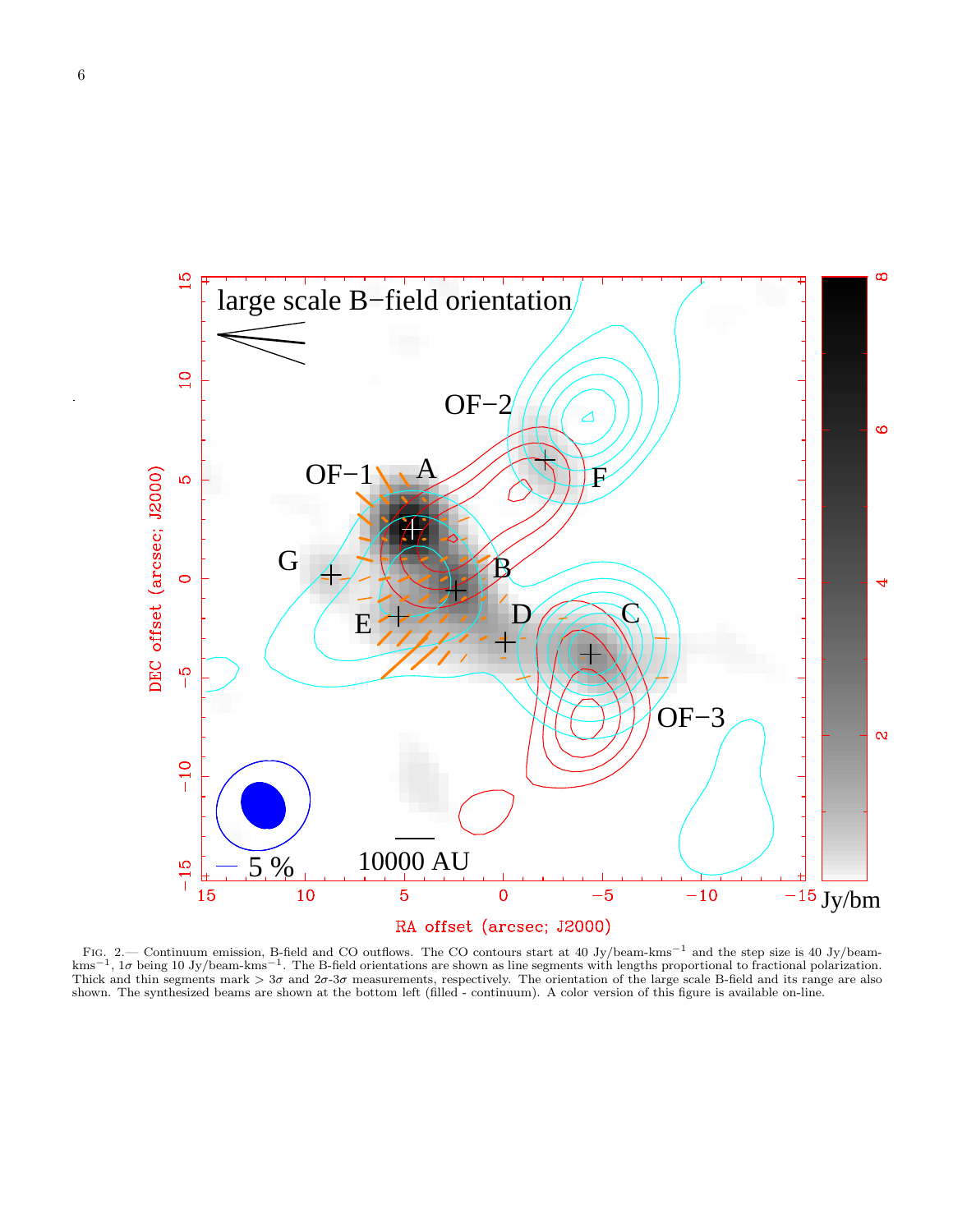Fig. 2.— Continuum emission, B-field and CO outflows. The CO contours start at 40 Jy/beam-kms$^{-1}$ and the step size is 40 Jy/beam-kms$^{-1}$, 1$\sigma$ being 10 Jy/beam-kms$^{-1}$. The B-field orientations are shown as line segments with lengths proportional to fractional polarization. Thick and thin segments mark $> 3\sigma$ and $2\sigma$-$3\sigma$ measurements, respectively. The orientation of the large scale B-field and its range are also shown. The synthesized beams are shown at the bottom left (filled - continuum). A color version of this figure is available on-line.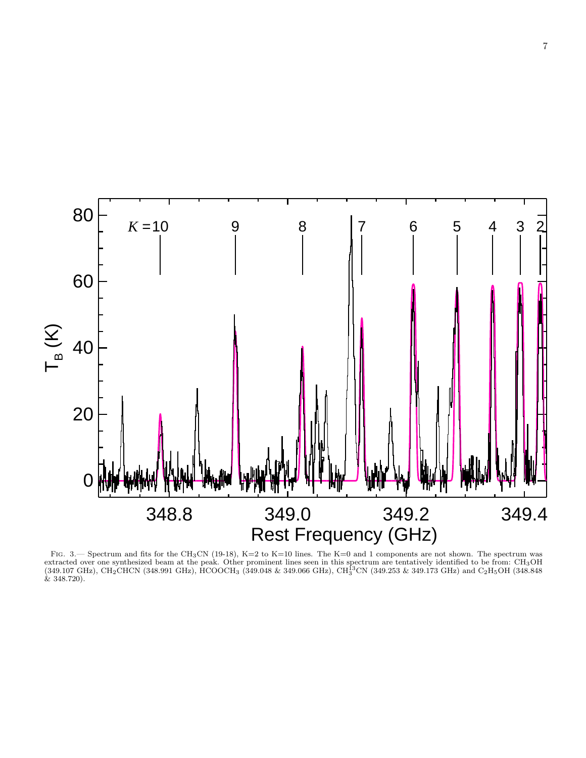$K$ =10
9
8
7
6
5
4
3
2

80
60
40
20
0

$T_B$ (K)

348.8
349.0
349.2
349.4

Rest Frequency (GHz)

FIG. 3.— Spectrum and fits for the $CH_3CN$ (19-18), K=2 to K=10 lines. The K=0 and 1 components are not shown. The spectrum was extracted over one synthesized beam at the peak. Other prominent lines seen in this spectrum are tentatively identified to be from: $CH_3OH$ (349.107 GHz), $CH_2CHCN$ (348.991 GHz), $HCOOCH_3$ (349.048 & 349.066 GHz), $CH_3^{13}CN$ (349.253 & 349.173 GHz) and $C_2H_5OH$ (348.848 & 348.720).